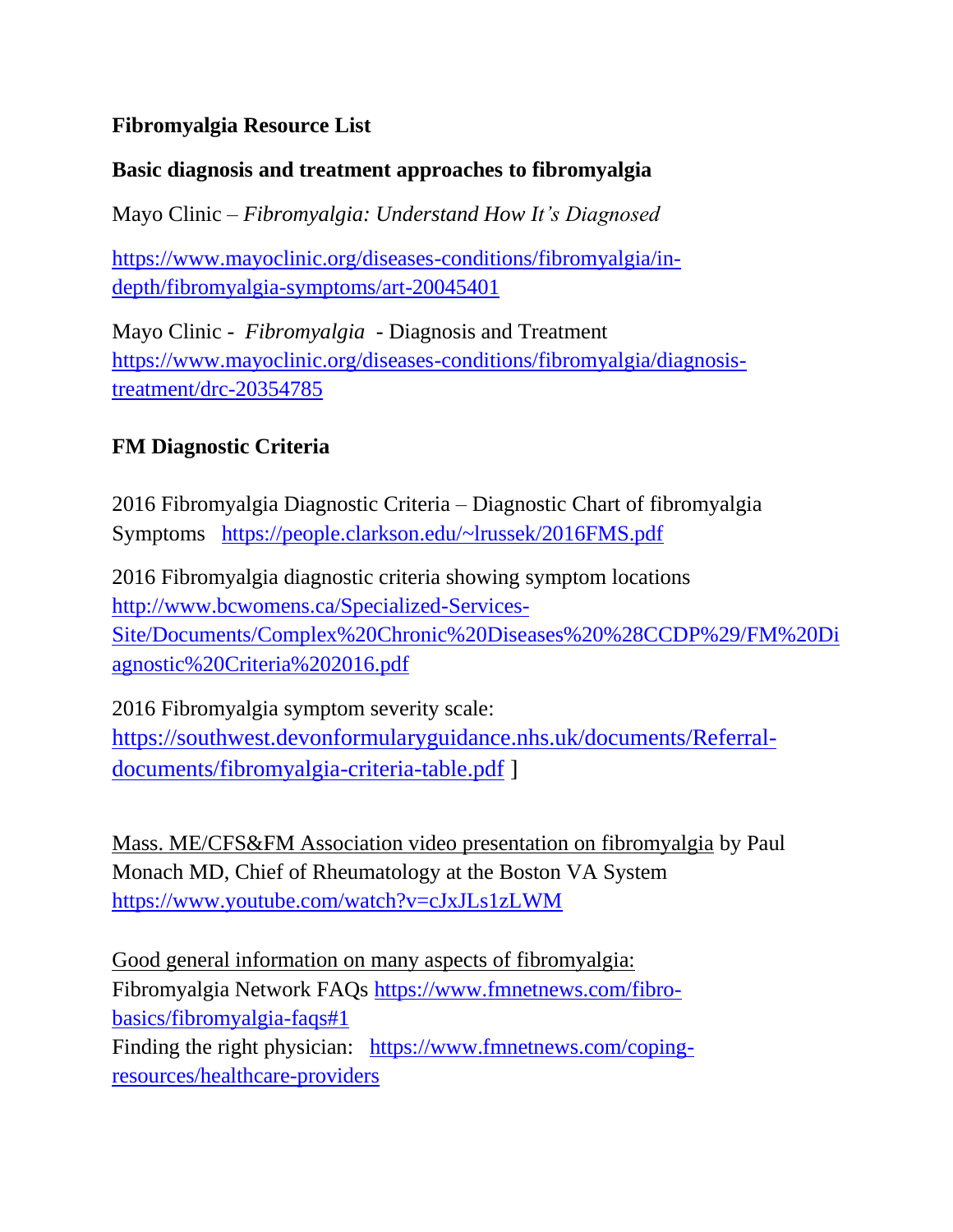# Fibromyalgia Resource List

## Basic diagnosis and treatment approaches to fibromyalgia

Mayo Clinic – *Fibromyalgia: Understand How It's Diagnosed*

https://www.mayoclinic.org/diseases-conditions/fibromyalgia/in-depth/fibromyalgia-symptoms/art-20045401

Mayo Clinic - *Fibromyalgia* - Diagnosis and Treatment
https://www.mayoclinic.org/diseases-conditions/fibromyalgia/diagnosis-treatment/drc-20354785

## FM Diagnostic Criteria

2016 Fibromyalgia Diagnostic Criteria – Diagnostic Chart of fibromyalgia Symptoms https://people.clarkson.edu/~lrussek/2016FMS.pdf

2016 Fibromyalgia diagnostic criteria showing symptom locations
http://www.bcwomens.ca/Specialized-Services-Site/Documents/Complex%20Chronic%20Diseases%20%28CCDP%29/FM%20Diagnostic%20Criteria%202016.pdf

2016 Fibromyalgia symptom severity scale:
https://southwest.devonformularyguidance.nhs.uk/documents/Referral-documents/fibromyalgia-criteria-table.pdf ]

Mass. ME/CFS&FM Association video presentation on fibromyalgia by Paul Monach MD, Chief of Rheumatology at the Boston VA System
https://www.youtube.com/watch?v=cJxJLs1zLWM

Good general information on many aspects of fibromyalgia:
Fibromyalgia Network FAQs https://www.fmnetnews.com/fibro-basics/fibromyalgia-faqs#1
Finding the right physician: https://www.fmnetnews.com/coping-resources/healthcare-providers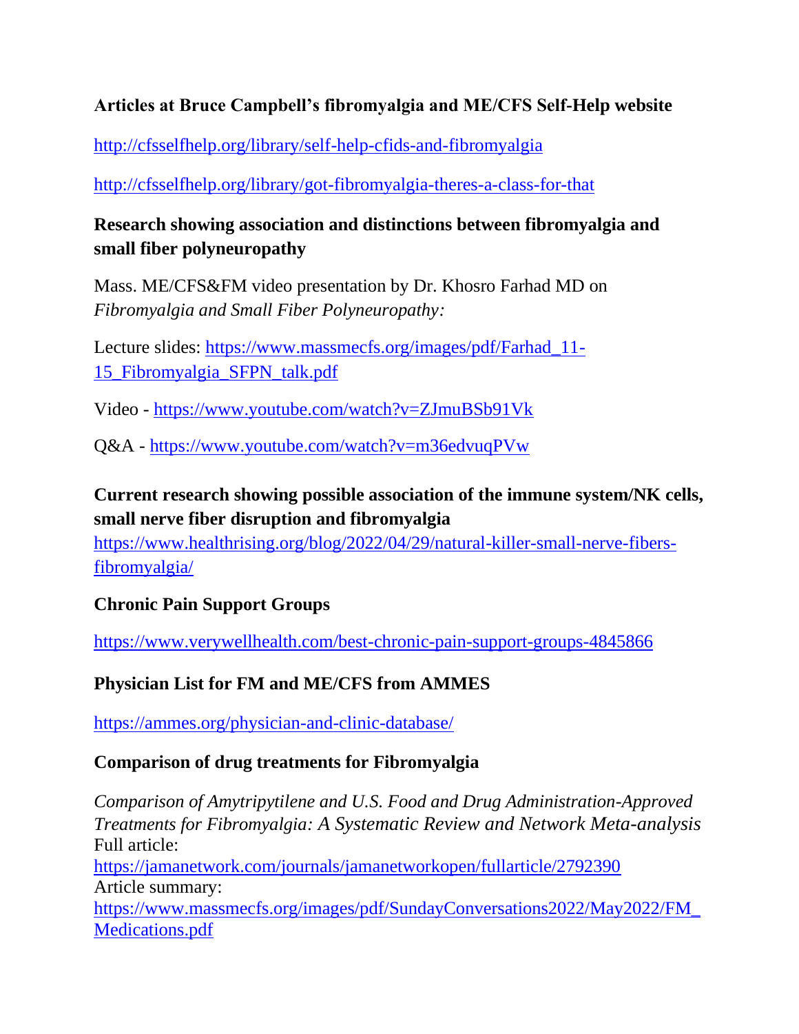**Articles at Bruce Campbell's fibromyalgia and ME/CFS Self-Help website**

http://cfsselfhelp.org/library/self-help-cfids-and-fibromyalgia

http://cfsselfhelp.org/library/got-fibromyalgia-theres-a-class-for-that

**Research showing association and distinctions between fibromyalgia and small fiber polyneuropathy**

Mass. ME/CFS&FM video presentation by Dr. Khosro Farhad MD on *Fibromyalgia and Small Fiber Polyneuropathy:*

Lecture slides: https://www.massmecfs.org/images/pdf/Farhad_11-15_Fibromyalgia_SFPN_talk.pdf

Video - https://www.youtube.com/watch?v=ZJmuBSb91Vk

Q&A - https://www.youtube.com/watch?v=m36edvuqPVw

**Current research showing possible association of the immune system/NK cells, small nerve fiber disruption and fibromyalgia**

https://www.healthrising.org/blog/2022/04/29/natural-killer-small-nerve-fibers-fibromyalgia/

**Chronic Pain Support Groups**

https://www.verywellhealth.com/best-chronic-pain-support-groups-4845866

**Physician List for FM and ME/CFS from AMMES**

https://ammes.org/physician-and-clinic-database/

**Comparison of drug treatments for Fibromyalgia**

*Comparison of Amytripytilene and U.S. Food and Drug Administration-Approved Treatments for Fibromyalgia: A Systematic Review and Network Meta-analysis*

Full article:
https://jamanetwork.com/journals/jamanetworkopen/fullarticle/2792390

Article summary:
https://www.massmecfs.org/images/pdf/SundayConversations2022/May2022/FM_Medications.pdf